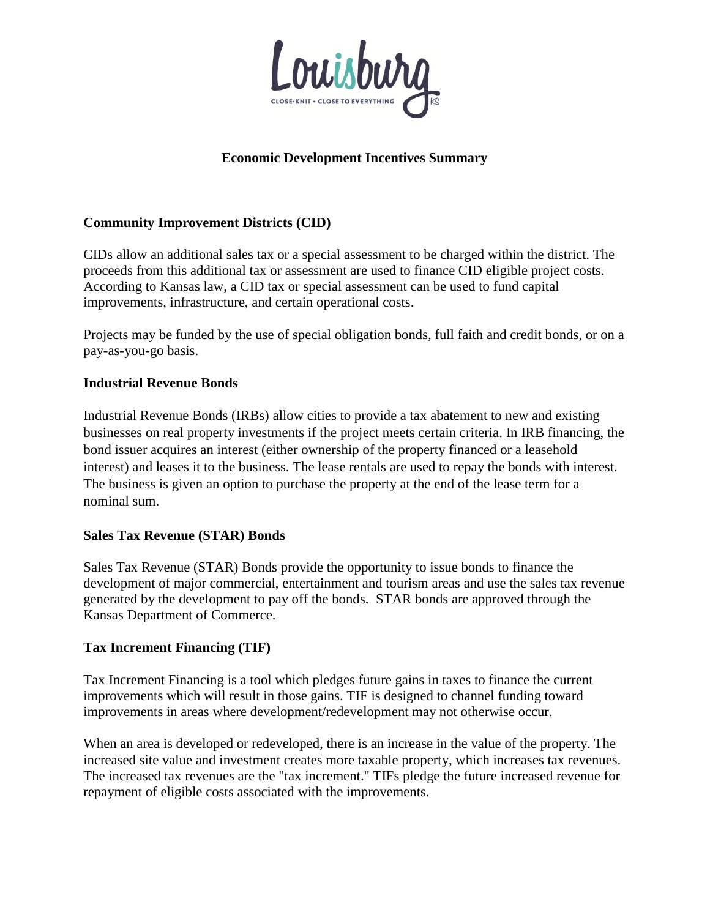Louisburg

CLOSE-KNIT • CLOSE TO EVERYTHING

KS

# Economic Development Incentives Summary

## Community Improvement Districts (CID)

CIDs allow an additional sales tax or a special assessment to be charged within the district. The proceeds from this additional tax or assessment are used to finance CID eligible project costs. According to Kansas law, a CID tax or special assessment can be used to fund capital improvements, infrastructure, and certain operational costs.

Projects may be funded by the use of special obligation bonds, full faith and credit bonds, or on a pay-as-you-go basis.

## Industrial Revenue Bonds

Industrial Revenue Bonds (IRBs) allow cities to provide a tax abatement to new and existing businesses on real property investments if the project meets certain criteria. In IRB financing, the bond issuer acquires an interest (either ownership of the property financed or a leasehold interest) and leases it to the business. The lease rentals are used to repay the bonds with interest. The business is given an option to purchase the property at the end of the lease term for a nominal sum.

## Sales Tax Revenue (STAR) Bonds

Sales Tax Revenue (STAR) Bonds provide the opportunity to issue bonds to finance the development of major commercial, entertainment and tourism areas and use the sales tax revenue generated by the development to pay off the bonds. STAR bonds are approved through the Kansas Department of Commerce.

## Tax Increment Financing (TIF)

Tax Increment Financing is a tool which pledges future gains in taxes to finance the current improvements which will result in those gains. TIF is designed to channel funding toward improvements in areas where development/redevelopment may not otherwise occur.

When an area is developed or redeveloped, there is an increase in the value of the property. The increased site value and investment creates more taxable property, which increases tax revenues. The increased tax revenues are the "tax increment." TIFs pledge the future increased revenue for repayment of eligible costs associated with the improvements.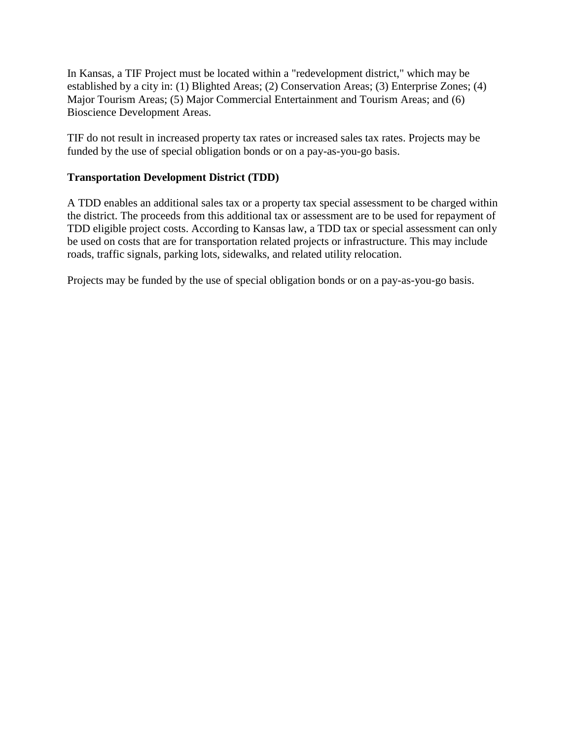In Kansas, a TIF Project must be located within a "redevelopment district," which may be established by a city in: (1) Blighted Areas; (2) Conservation Areas; (3) Enterprise Zones; (4) Major Tourism Areas; (5) Major Commercial Entertainment and Tourism Areas; and (6) Bioscience Development Areas.

TIF do not result in increased property tax rates or increased sales tax rates. Projects may be funded by the use of special obligation bonds or on a pay-as-you-go basis.

**Transportation Development District (TDD)**

A TDD enables an additional sales tax or a property tax special assessment to be charged within the district. The proceeds from this additional tax or assessment are to be used for repayment of TDD eligible project costs. According to Kansas law, a TDD tax or special assessment can only be used on costs that are for transportation related projects or infrastructure. This may include roads, traffic signals, parking lots, sidewalks, and related utility relocation.

Projects may be funded by the use of special obligation bonds or on a pay-as-you-go basis.